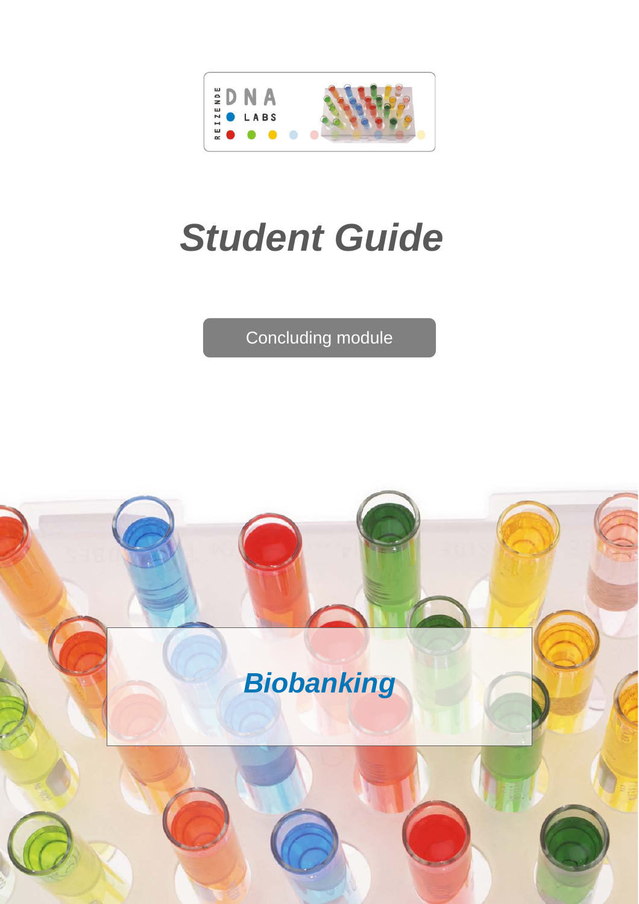REIZENDE DNA LABS

# *Student Guide*

Concluding module

## *Biobanking*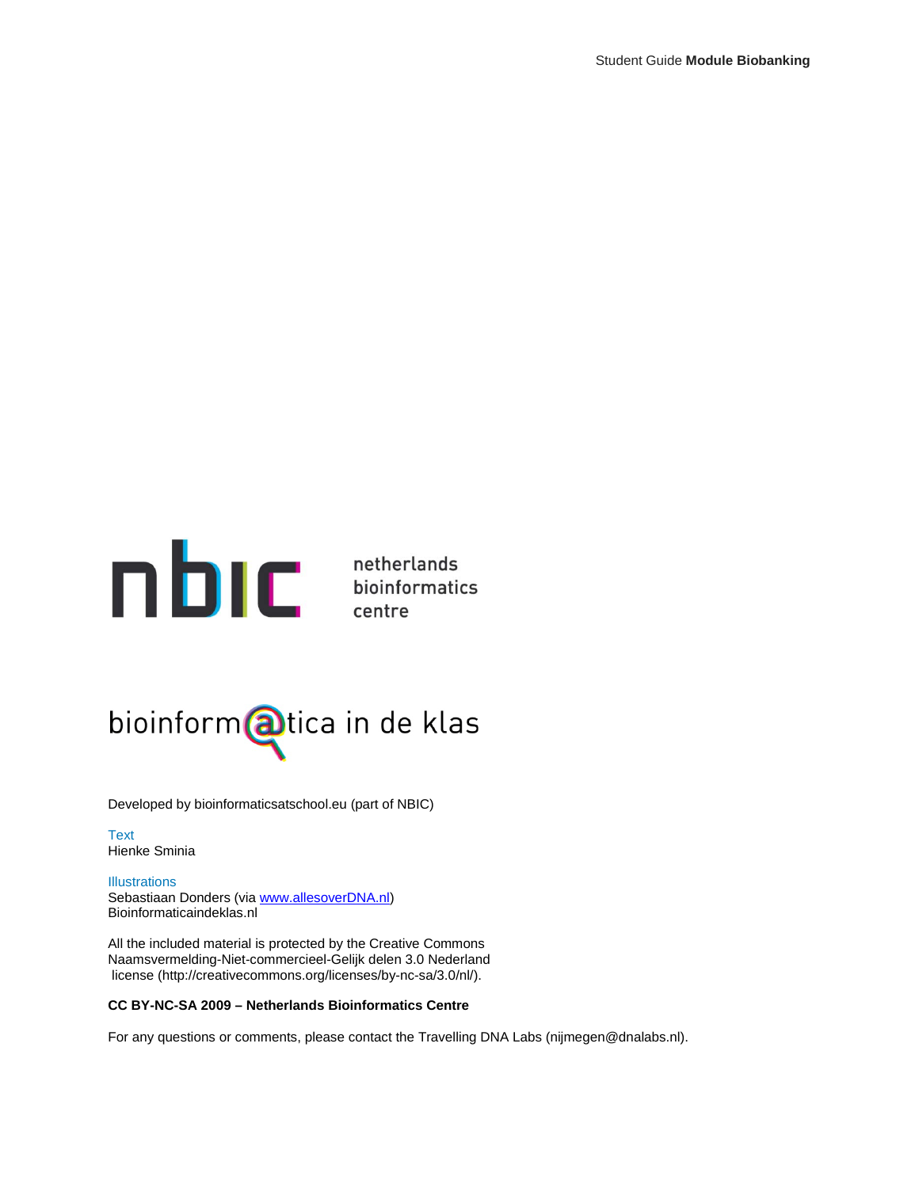nbic netherlands bioinformatics centre

bioinform@tica in de klas

Developed by bioinformaticsatschool.eu (part of NBIC)

Text
Hienke Sminia

Illustrations
Sebastiaan Donders (via [www.allesoverDNA.nl](http://www.allesoverDNA.nl))
Bioinformaticaindeklas.nl

All the included material is protected by the Creative Commons Naamsvermelding-Niet-commercieel-Gelijk delen 3.0 Nederland license (http://creativecommons.org/licenses/by-nc-sa/3.0/nl/).

**CC BY-NC-SA 2009 – Netherlands Bioinformatics Centre**

For any questions or comments, please contact the Travelling DNA Labs (nijmegen@dnalabs.nl).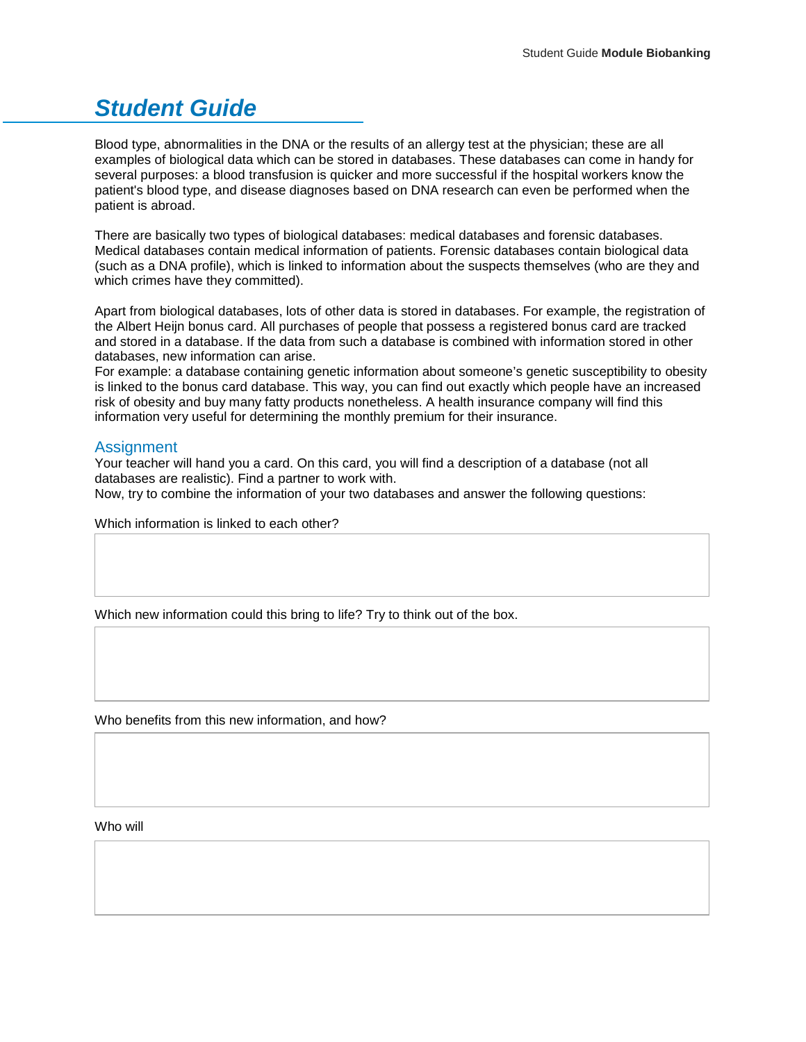# *Student Guide*

Blood type, abnormalities in the DNA or the results of an allergy test at the physician; these are all examples of biological data which can be stored in databases. These databases can come in handy for several purposes: a blood transfusion is quicker and more successful if the hospital workers know the patient's blood type, and disease diagnoses based on DNA research can even be performed when the patient is abroad.

There are basically two types of biological databases: medical databases and forensic databases. Medical databases contain medical information of patients. Forensic databases contain biological data (such as a DNA profile), which is linked to information about the suspects themselves (who are they and which crimes have they committed).

Apart from biological databases, lots of other data is stored in databases. For example, the registration of the Albert Heijn bonus card. All purchases of people that possess a registered bonus card are tracked and stored in a database. If the data from such a database is combined with information stored in other databases, new information can arise.
For example: a database containing genetic information about someone's genetic susceptibility to obesity is linked to the bonus card database. This way, you can find out exactly which people have an increased risk of obesity and buy many fatty products nonetheless. A health insurance company will find this information very useful for determining the monthly premium for their insurance.

## Assignment

Your teacher will hand you a card. On this card, you will find a description of a database (not all databases are realistic). Find a partner to work with.
Now, try to combine the information of your two databases and answer the following questions:

Which information is linked to each other?

| |
|---|
| |

Which new information could this bring to life? Try to think out of the box.

| |
|---|
| |

Who benefits from this new information, and how?

| |
|---|
| |

Who will

| |
|---|
| |